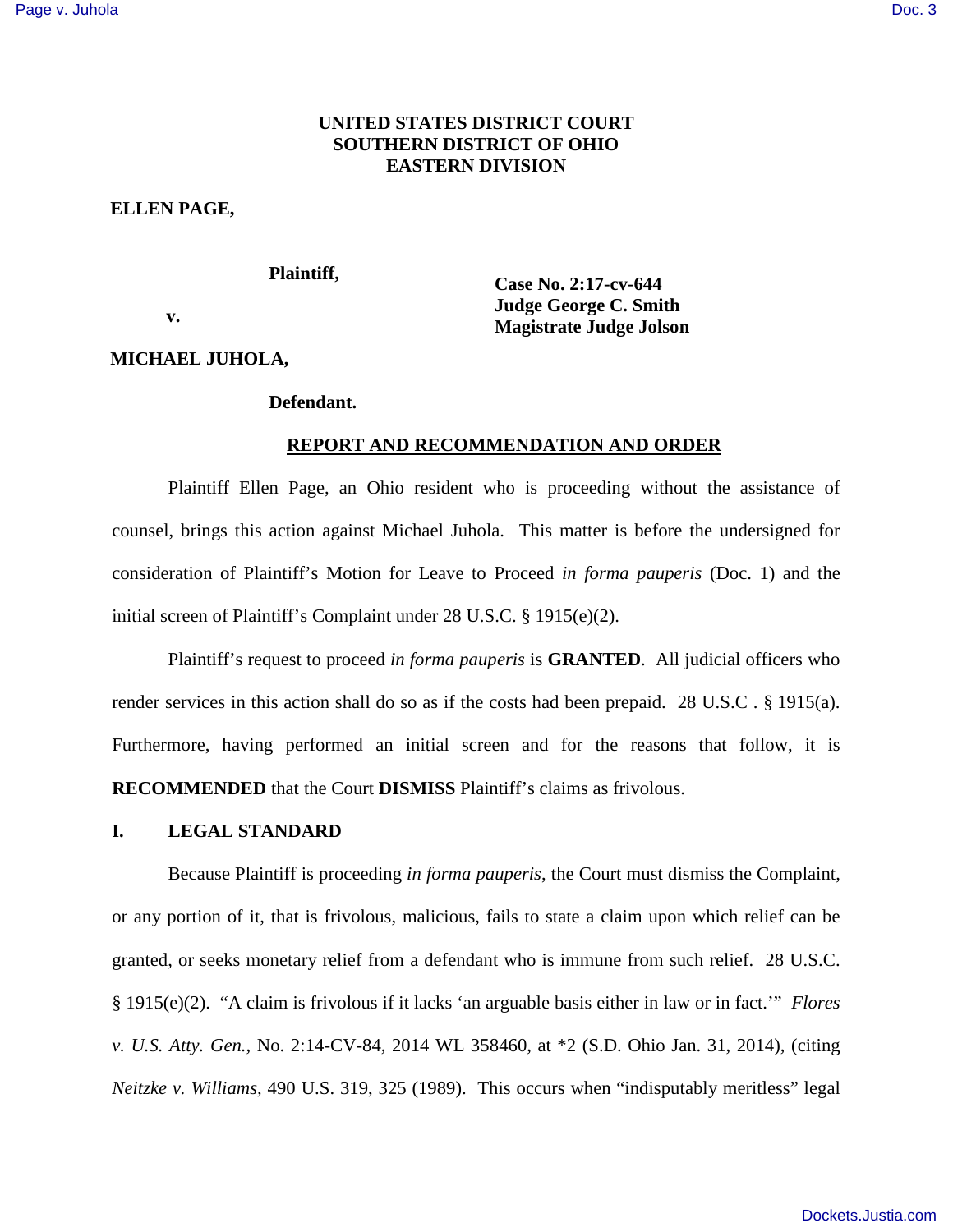**UNITED STATES DISTRICT COURT**
**SOUTHERN DISTRICT OF OHIO**
**EASTERN DIVISION**

**ELLEN PAGE,**

**Plaintiff,**

**v.**

**MICHAEL JUHOLA,**

**Defendant.**

**Case No. 2:17-cv-644**
**Judge George C. Smith**
**Magistrate Judge Jolson**

**REPORT AND RECOMMENDATION AND ORDER**

Plaintiff Ellen Page, an Ohio resident who is proceeding without the assistance of counsel, brings this action against Michael Juhola. This matter is before the undersigned for consideration of Plaintiff's Motion for Leave to Proceed *in forma pauperis* (Doc. 1) and the initial screen of Plaintiff's Complaint under 28 U.S.C. § 1915(e)(2).

Plaintiff's request to proceed *in forma pauperis* is **GRANTED**. All judicial officers who render services in this action shall do so as if the costs had been prepaid. 28 U.S.C . § 1915(a). Furthermore, having performed an initial screen and for the reasons that follow, it is **RECOMMENDED** that the Court **DISMISS** Plaintiff's claims as frivolous.

## I. LEGAL STANDARD

Because Plaintiff is proceeding *in forma pauperis*, the Court must dismiss the Complaint, or any portion of it, that is frivolous, malicious, fails to state a claim upon which relief can be granted, or seeks monetary relief from a defendant who is immune from such relief. 28 U.S.C. § 1915(e)(2). "A claim is frivolous if it lacks 'an arguable basis either in law or in fact.'" *Flores v. U.S. Atty. Gen.*, No. 2:14-CV-84, 2014 WL 358460, at *2 (S.D. Ohio Jan. 31, 2014), (citing *Neitzke v. Williams*, 490 U.S. 319, 325 (1989). This occurs when "indisputably meritless" legal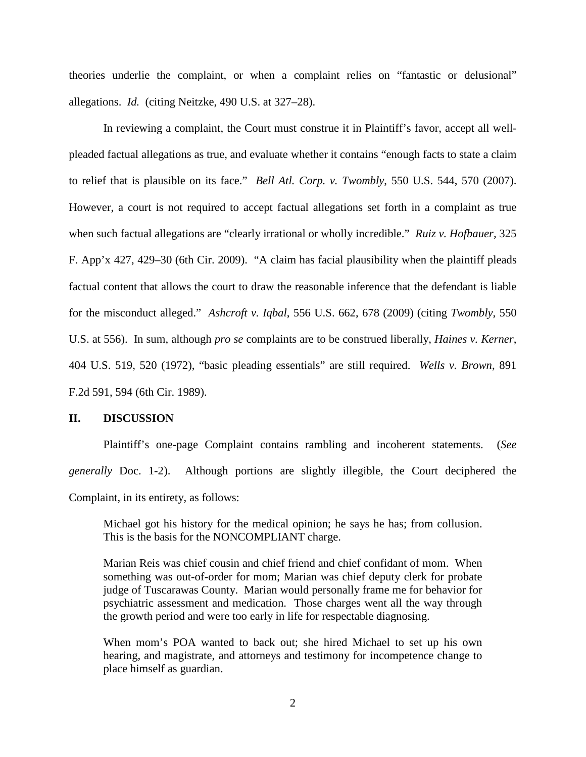theories underlie the complaint, or when a complaint relies on "fantastic or delusional" allegations. *Id.* (citing Neitzke, 490 U.S. at 327–28).

In reviewing a complaint, the Court must construe it in Plaintiff's favor, accept all well-pleaded factual allegations as true, and evaluate whether it contains "enough facts to state a claim to relief that is plausible on its face." *Bell Atl. Corp. v. Twombly*, 550 U.S. 544, 570 (2007). However, a court is not required to accept factual allegations set forth in a complaint as true when such factual allegations are "clearly irrational or wholly incredible." *Ruiz v. Hofbauer*, 325 F. App'x 427, 429–30 (6th Cir. 2009). "A claim has facial plausibility when the plaintiff pleads factual content that allows the court to draw the reasonable inference that the defendant is liable for the misconduct alleged." *Ashcroft v. Iqbal*, 556 U.S. 662, 678 (2009) (citing *Twombly*, 550 U.S. at 556). In sum, although *pro se* complaints are to be construed liberally, *Haines v. Kerner*, 404 U.S. 519, 520 (1972), "basic pleading essentials" are still required. *Wells v. Brown*, 891 F.2d 591, 594 (6th Cir. 1989).

## II. DISCUSSION

Plaintiff's one-page Complaint contains rambling and incoherent statements. (*See generally* Doc. 1-2). Although portions are slightly illegible, the Court deciphered the Complaint, in its entirety, as follows:

> Michael got his history for the medical opinion; he says he has; from collusion. This is the basis for the NONCOMPLIANT charge.
>
> Marian Reis was chief cousin and chief friend and chief confidant of mom. When something was out-of-order for mom; Marian was chief deputy clerk for probate judge of Tuscarawas County. Marian would personally frame me for behavior for psychiatric assessment and medication. Those charges went all the way through the growth period and were too early in life for respectable diagnosing.
>
> When mom's POA wanted to back out; she hired Michael to set up his own hearing, and magistrate, and attorneys and testimony for incompetence change to place himself as guardian.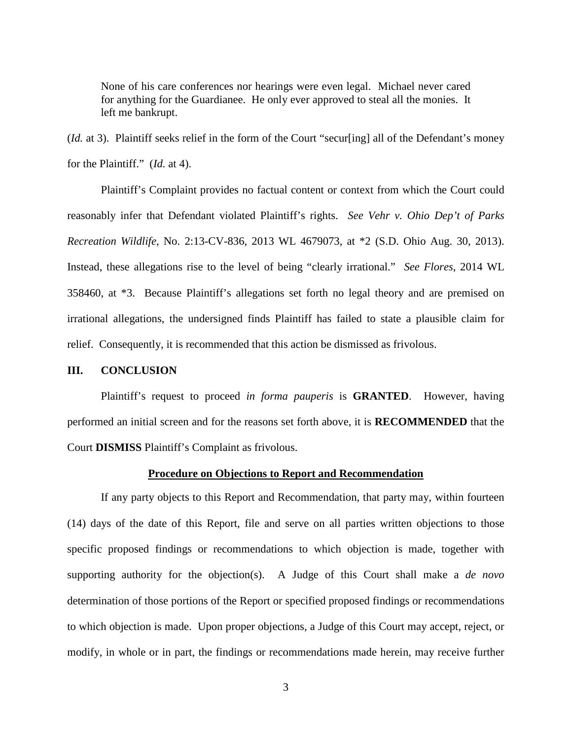> None of his care conferences nor hearings were even legal. Michael never cared for anything for the Guardianee. He only ever approved to steal all the monies. It left me bankrupt.

(*Id.* at 3). Plaintiff seeks relief in the form of the Court "secur[ing] all of the Defendant's money for the Plaintiff." (*Id.* at 4).

Plaintiff's Complaint provides no factual content or context from which the Court could reasonably infer that Defendant violated Plaintiff's rights. *See Vehr v. Ohio Dep't of Parks Recreation Wildlife*, No. 2:13-CV-836, 2013 WL 4679073, at *2 (S.D. Ohio Aug. 30, 2013). Instead, these allegations rise to the level of being "clearly irrational." *See Flores*, 2014 WL 358460, at *3. Because Plaintiff's allegations set forth no legal theory and are premised on irrational allegations, the undersigned finds Plaintiff has failed to state a plausible claim for relief. Consequently, it is recommended that this action be dismissed as frivolous.

## III. CONCLUSION

Plaintiff's request to proceed *in forma pauperis* is **GRANTED**. However, having performed an initial screen and for the reasons set forth above, it is **RECOMMENDED** that the Court **DISMISS** Plaintiff's Complaint as frivolous.

### Procedure on Objections to Report and Recommendation

If any party objects to this Report and Recommendation, that party may, within fourteen (14) days of the date of this Report, file and serve on all parties written objections to those specific proposed findings or recommendations to which objection is made, together with supporting authority for the objection(s). A Judge of this Court shall make a *de novo* determination of those portions of the Report or specified proposed findings or recommendations to which objection is made. Upon proper objections, a Judge of this Court may accept, reject, or modify, in whole or in part, the findings or recommendations made herein, may receive further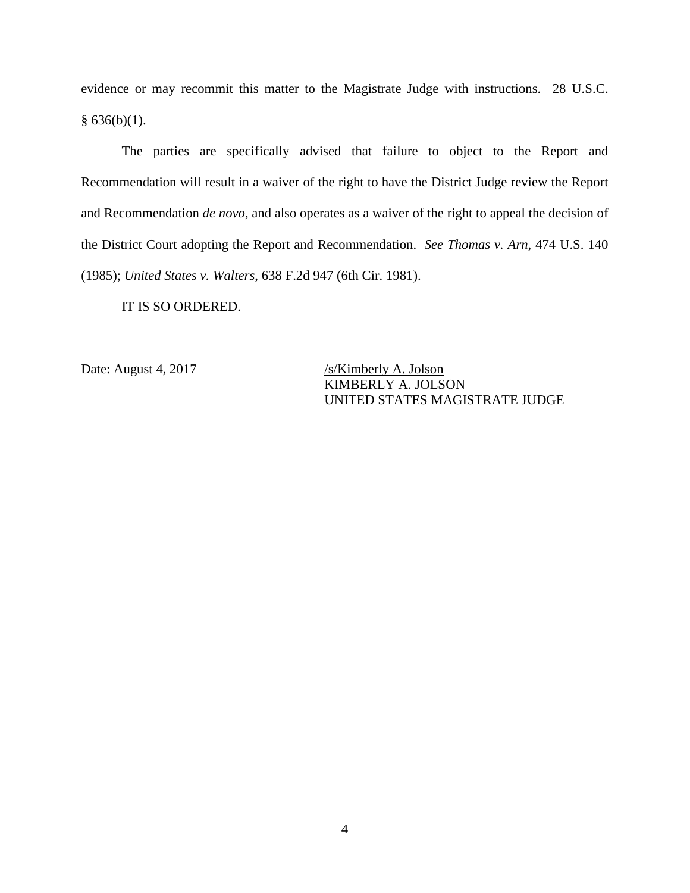evidence or may recommit this matter to the Magistrate Judge with instructions. 28 U.S.C. § 636(b)(1).

The parties are specifically advised that failure to object to the Report and Recommendation will result in a waiver of the right to have the District Judge review the Report and Recommendation *de novo*, and also operates as a waiver of the right to appeal the decision of the District Court adopting the Report and Recommendation. *See Thomas v. Arn*, 474 U.S. 140 (1985); *United States v. Walters*, 638 F.2d 947 (6th Cir. 1981).

IT IS SO ORDERED.

Date: August 4, 2017

/s/Kimberly A. Jolson
KIMBERLY A. JOLSON
UNITED STATES MAGISTRATE JUDGE